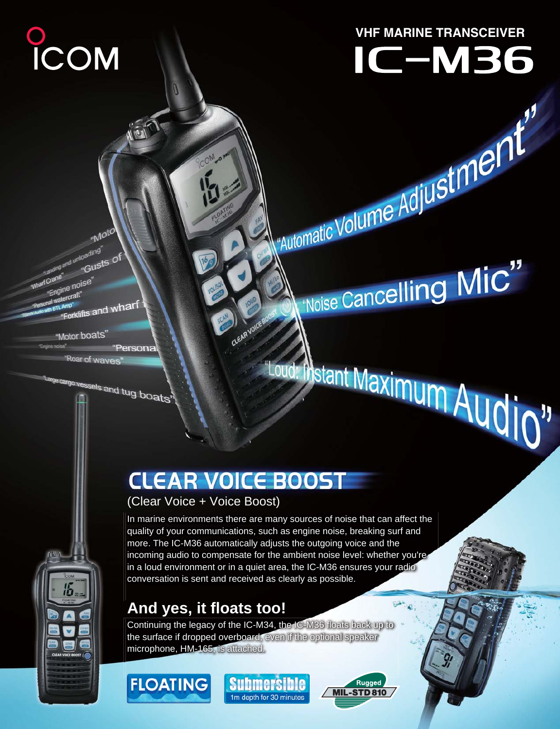ICOM

VHF MARINE TRANSCEIVER

# IC-M36

"Automatic Volume Adjustment"

"Noise Cancelling Mic"

"Loud: Instant Maximum Audio"

## CLEAR VOICE BOOST

(Clear Voice + Voice Boost)

In marine environments there are many sources of noise that can affect the quality of your communications, such as engine noise, breaking surf and more. The IC-M36 automatically adjusts the outgoing voice and the incoming audio to compensate for the ambient noise level: whether you're in a loud environment or in a quiet area, the IC-M36 ensures your radio conversation is sent and received as clearly as possible.

## And yes, it floats too!

Continuing the legacy of the IC-M34, the IC-M36 floats back up to the surface if dropped overboard, even if the optional speaker microphone, HM-165, is attached.

FLOATING

Submersible 1m depth for 30 minutes

Rugged MIL-STD 810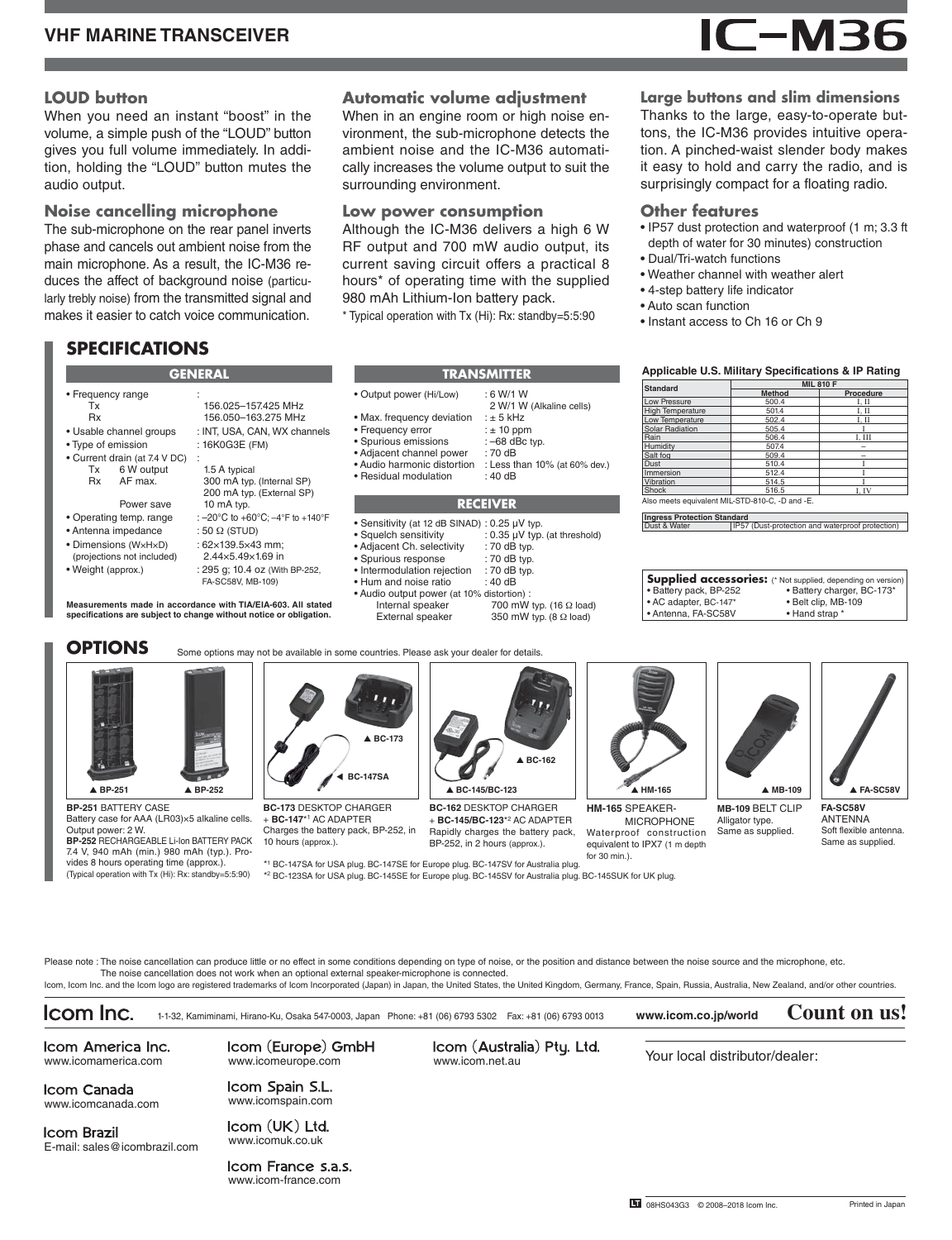# VHF MARINE TRANSCEIVER IC-M36

### LOUD button

When you need an instant "boost" in the volume, a simple push of the "LOUD" button gives you full volume immediately. In addition, holding the "LOUD" button mutes the audio output.

### Noise cancelling microphone

The sub-microphone on the rear panel inverts phase and cancels out ambient noise from the main microphone. As a result, the IC-M36 reduces the affect of background noise (particularly trebly noise) from the transmitted signal and makes it easier to catch voice communication.

### Automatic volume adjustment

When in an engine room or high noise environment, the sub-microphone detects the ambient noise and the IC-M36 automatically increases the volume output to suit the surrounding environment.

### Low power consumption

Although the IC-M36 delivers a high 6 W RF output and 700 mW audio output, its current saving circuit offers a practical 8 hours* of operating time with the supplied 980 mAh Lithium-Ion battery pack.

* Typical operation with Tx (Hi): Rx: standby=5:5:90

### Large buttons and slim dimensions

Thanks to the large, easy-to-operate buttons, the IC-M36 provides intuitive operation. A pinched-waist slender body makes it easy to hold and carry the radio, and is surprisingly compact for a floating radio.

### Other features

- IP57 dust protection and waterproof (1 m; 3.3 ft depth of water for 30 minutes) construction
- Dual/Tri-watch functions
- Weather channel with weather alert
- 4-step battery life indicator
- Auto scan function
- Instant access to Ch 16 or Ch 9

## SPECIFICATIONS

### GENERAL

- Frequency range :
  - Tx 156.025–157.425 MHz
  - Rx 156.050–163.275 MHz
- Usable channel groups : INT, USA, CAN, WX channels
- Type of emission : 16K0G3E (FM)
- Current drain (at 7.4 V DC) :
  - Tx 6 W output 1.5 A typical
  - Rx AF max. 300 mA typ. (Internal SP) 200 mA typ. (External SP)
  - Power save 10 mA typ.
- Operating temp. range : –20°C to +60°C; –4°F to +140°F
- Antenna impedance : 50 Ω (STUD)
- Dimensions (W×H×D) (projections not included) : 62×139.5×43 mm; 2.44×5.49×1.69 in
- Weight (approx.) : 295 g; 10.4 oz (With BP-252, FA-SC58V, MB-109)

**Measurements made in accordance with TIA/EIA-603. All stated specifications are subject to change without notice or obligation.**

### TRANSMITTER

- Output power (Hi/Low) : 6 W/1 W; 2 W/1 W (Alkaline cells)
- Max. frequency deviation : ± 5 kHz
- Frequency error : ± 10 ppm
- Spurious emissions : –68 dBc typ.
- Adjacent channel power : 70 dB
- Audio harmonic distortion : Less than 10% (at 60% dev.)
- Residual modulation : 40 dB

### RECEIVER

- Sensitivity (at 12 dB SINAD) : 0.25 μV typ.
- Squelch sensitivity : 0.35 μV typ. (at threshold)
- Adjacent Ch. selectivity : 70 dB typ.
- Spurious response : 70 dB typ.
- Intermodulation rejection : 70 dB typ.
- Hum and noise ratio : 40 dB
- Audio output power (at 10% distortion) :
  - Internal speaker 700 mW typ. (16 Ω load)
  - External speaker 350 mW typ. (8 Ω load)

### Applicable U.S. Military Specifications & IP Rating

| Standard | MIL 810 F | |
|---|---|---|
| | Method | Procedure |
| Low Pressure | 500.4 | I, II |
| High Temperature | 501.4 | I, II |
| Low Temperature | 502.4 | I, II |
| Solar Radiation | 505.4 | I |
| Rain | 506.4 | I, III |
| Humidity | 507.4 | – |
| Salt fog | 509.4 | – |
| Dust | 510.4 | I |
| Immersion | 512.4 | I |
| Vibration | 514.5 | I |
| Shock | 516.5 | I, IV |

Also meets equivalent MIL-STD-810-C, -D and -E.

| Ingress Protection Standard | |
|---|---|
| Dust & Water | IP57 (Dust-protection and waterproof protection) |

**Supplied accessories:** (* Not supplied, depending on version)

- Battery pack, BP-252
- Battery charger, BC-173*
- AC adapter, BC-147*
- Belt clip, MB-109
- Antenna, FA-SC58V
- Hand strap *

## OPTIONS

Some options may not be available in some countries. Please ask your dealer for details.

▲ BP-251 ▲ BP-252

**BP-251** BATTERY CASE
Battery case for AAA (LR03)×5 alkaline cells. Output power: 2 W.
**BP-252** RECHARGEABLE Li-Ion BATTERY PACK
7.4 V, 940 mAh (min.) 980 mAh (typ.). Provides 8 hours operating time (approx.).
(Typical operation with Tx (Hi): Rx: standby=5:5:90)

▲ BC-173 ◀ BC-147SA

**BC-173** DESKTOP CHARGER + **BC-147**[*1] AC ADAPTER
Charges the battery pack, BP-252, in 10 hours (approx.).

▲ BC-162 ▲ BC-145/BC-123

**BC-162** DESKTOP CHARGER + **BC-145/BC-123**[*2] AC ADAPTER
Rapidly charges the battery pack, BP-252, in 2 hours (approx.).

▲ HM-165

**HM-165** SPEAKER-MICROPHONE
Waterproof construction equivalent to IPX7 (1 m depth for 30 min.).

▲ MB-109

**MB-109** BELT CLIP
Alligator type.
Same as supplied.

▲ FA-SC58V

**FA-SC58V** ANTENNA
Soft flexible antenna.
Same as supplied.

[*1] BC-147SA for USA plug. BC-147SE for Europe plug. BC-147SV for Australia plug.
[*2] BC-123SA for USA plug. BC-145SE for Europe plug. BC-145SV for Australia plug. BC-145SUK for UK plug.

Please note : The noise cancellation can produce little or no effect in some conditions depending on type of noise, or the position and distance between the noise source and the microphone, etc.
The noise cancellation does not work when an optional external speaker-microphone is connected.

Icom, Icom Inc. and the Icom logo are registered trademarks of Icom Incorporated (Japan) in Japan, the United States, the United Kingdom, Germany, France, Spain, Russia, Australia, New Zealand, and/or other countries.

**Icom Inc.** 1-1-32, Kamiminami, Hirano-Ku, Osaka 547-0003, Japan Phone: +81 (06) 6793 5302 Fax: +81 (06) 6793 0013 www.icom.co.jp/world **Count on us!**

**Icom America Inc.**
www.icomamerica.com

**Icom Canada**
www.icomcanada.com

**Icom Brazil**
E-mail: sales@icombrazil.com

**Icom (Europe) GmbH**
www.icomeurope.com

**Icom Spain S.L.**
www.icomspain.com

**Icom (UK) Ltd.**
www.icomuk.co.uk

**Icom France s.a.s.**
www.icom-france.com

**Icom (Australia) Pty. Ltd.**
www.icom.net.au

Your local distributor/dealer:

08HS043G3 © 2008–2018 Icom Inc. Printed in Japan